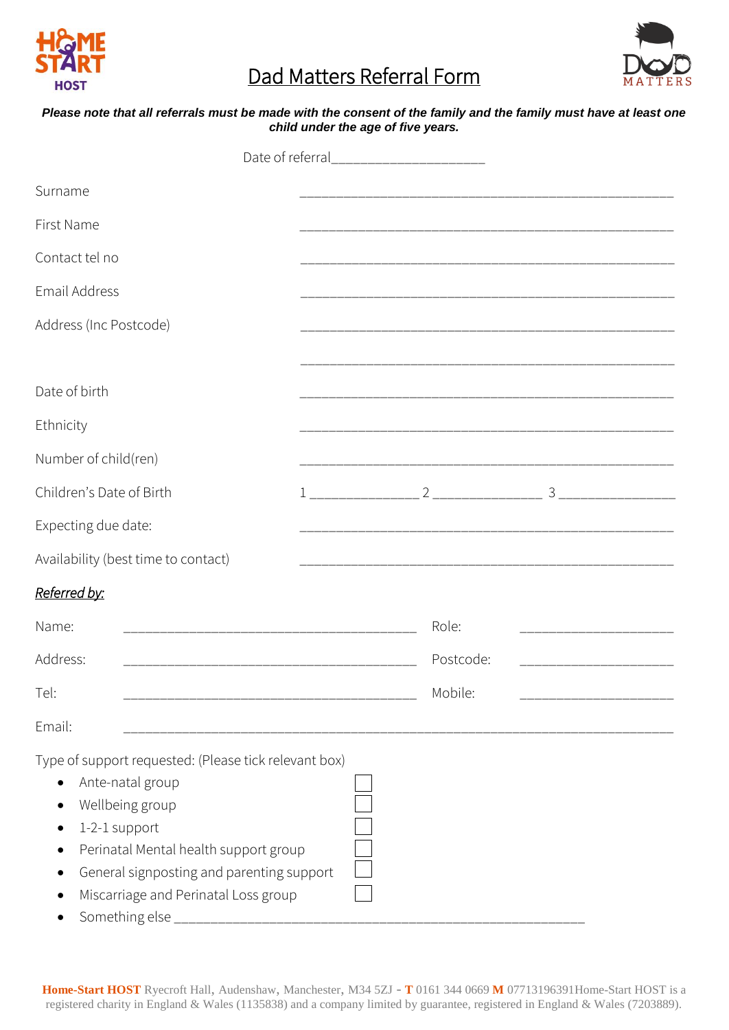# Dad Matters Referral Form

***Please note that all referrals must be made with the consent of the family and the family must have at least one child under the age of five years.***

Date of referral_____________________

Surname _______________________________________________

First Name _______________________________________________

Contact tel no _______________________________________________

Email Address _______________________________________________

Address (Inc Postcode) _______________________________________________

_______________________________________________

Date of birth _______________________________________________

Ethnicity _______________________________________________

Number of child(ren) _______________________________________________

Children's Date of Birth 1 ______________ 2 ______________ 3 ______________

Expecting due date: _______________________________________________

Availability (best time to contact) _______________________________________________

***Referred by:***

Name: _______________________________________ Role: ____________________

Address: _______________________________________ Postcode: ____________________

Tel: _______________________________________ Mobile: ____________________

Email: ________________________________________________________________________

Type of support requested: (Please tick relevant box)

- Ante-natal group ☐
- Wellbeing group ☐
- 1-2-1 support ☐
- Perinatal Mental health support group ☐
- General signposting and parenting support ☐
- Miscarriage and Perinatal Loss group ☐
- Something else _______________________________________________________

**Home-Start HOST** Ryecroft Hall, Audenshaw, Manchester, M34 5ZJ - **T** 0161 344 0669 **M** 07713196391Home-Start HOST is a registered charity in England & Wales (1135838) and a company limited by guarantee, registered in England & Wales (7203889).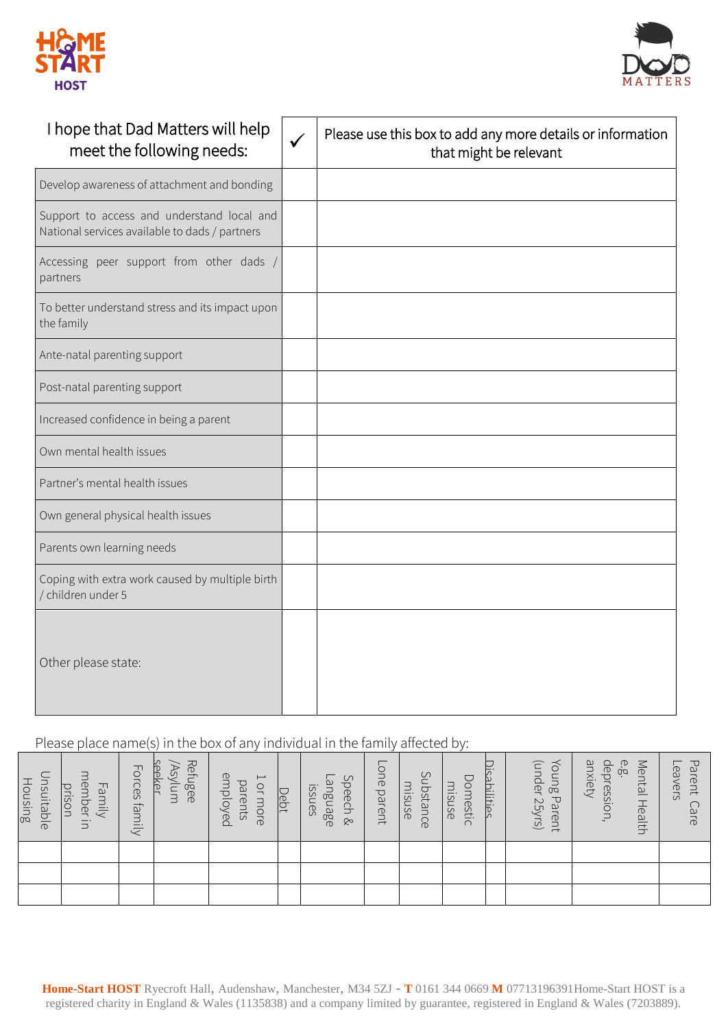| I hope that Dad Matters will help meet the following needs: | ✓ | Please use this box to add any more details or information that might be relevant |
|---|---|---|
| Develop awareness of attachment and bonding | | |
| Support to access and understand local and National services available to dads / partners | | |
| Accessing peer support from other dads / partners | | |
| To better understand stress and its impact upon the family | | |
| Ante-natal parenting support | | |
| Post-natal parenting support | | |
| Increased confidence in being a parent | | |
| Own mental health issues | | |
| Partner's mental health issues | | |
| Own general physical health issues | | |
| Parents own learning needs | | |
| Coping with extra work caused by multiple birth / children under 5 | | |
| Other please state: | | |

Please place name(s) in the box of any individual in the family affected by:

| Unsuitable Housing | Family member in prison | Forces family | Refugee /Asylum seeker | 1 or more parents employed | Debt | Speech & Language issues | Lone parent | Substance misuse | Domestic misuse | Disabilities | Young Parent (under 25yrs) | Mental Health e.g. depression, anxiety | Parent Care Leavers |
|---|---|---|---|---|---|---|---|---|---|---|---|---|---|
| | | | | | | | | | | | | | |
| | | | | | | | | | | | | | |
| | | | | | | | | | | | | | |

**Home-Start HOST** Ryecroft Hall, Audenshaw, Manchester, M34 5ZJ - **T** 0161 344 0669 **M** 07713196391Home-Start HOST is a registered charity in England & Wales (1135838) and a company limited by guarantee, registered in England & Wales (7203889).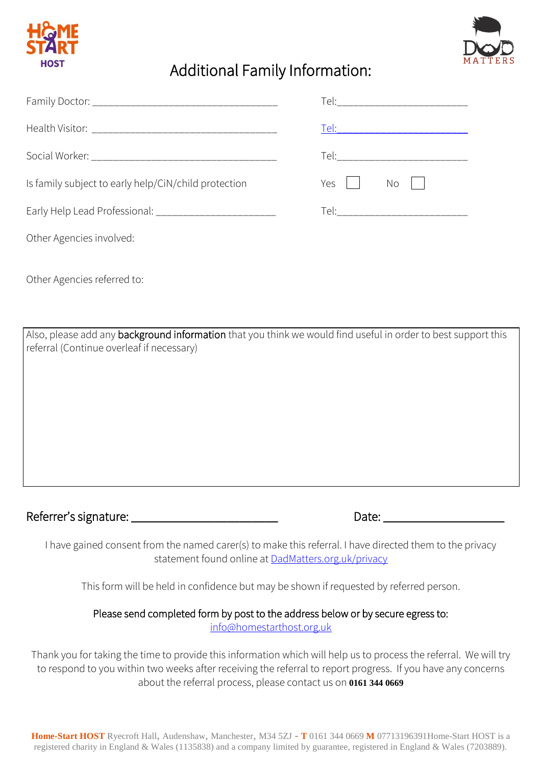HOME START HOST

DAD MATTERS

# Additional Family Information:

Family Doctor: ___________________________________ Tel:________________________

Health Visitor: ___________________________________ Tel:________________________

Social Worker: ___________________________________ Tel:________________________

Is family subject to early help/CiN/child protection Yes ☐ No ☐

Early Help Lead Professional: ______________________ Tel:________________________

Other Agencies involved:

Other Agencies referred to:

Also, please add any **background information** that you think we would find useful in order to best support this referral (Continue overleaf if necessary)

Referrer's signature: ________________________ Date: ____________________

I have gained consent from the named carer(s) to make this referral. I have directed them to the privacy statement found online at [DadMatters.org.uk/privacy](DadMatters.org.uk/privacy)

This form will be held in confidence but may be shown if requested by referred person.

Please send completed form by post to the address below or by secure egress to: [info@homestarthost.org.uk](mailto:info@homestarthost.org.uk)

Thank you for taking the time to provide this information which will help us to process the referral. We will try to respond to you within two weeks after receiving the referral to report progress. If you have any concerns about the referral process, please contact us on **0161 344 0669**

**Home-Start HOST** Ryecroft Hall, Audenshaw, Manchester, M34 5ZJ - **T** 0161 344 0669 **M** 07713196391Home-Start HOST is a registered charity in England & Wales (1135838) and a company limited by guarantee, registered in England & Wales (7203889).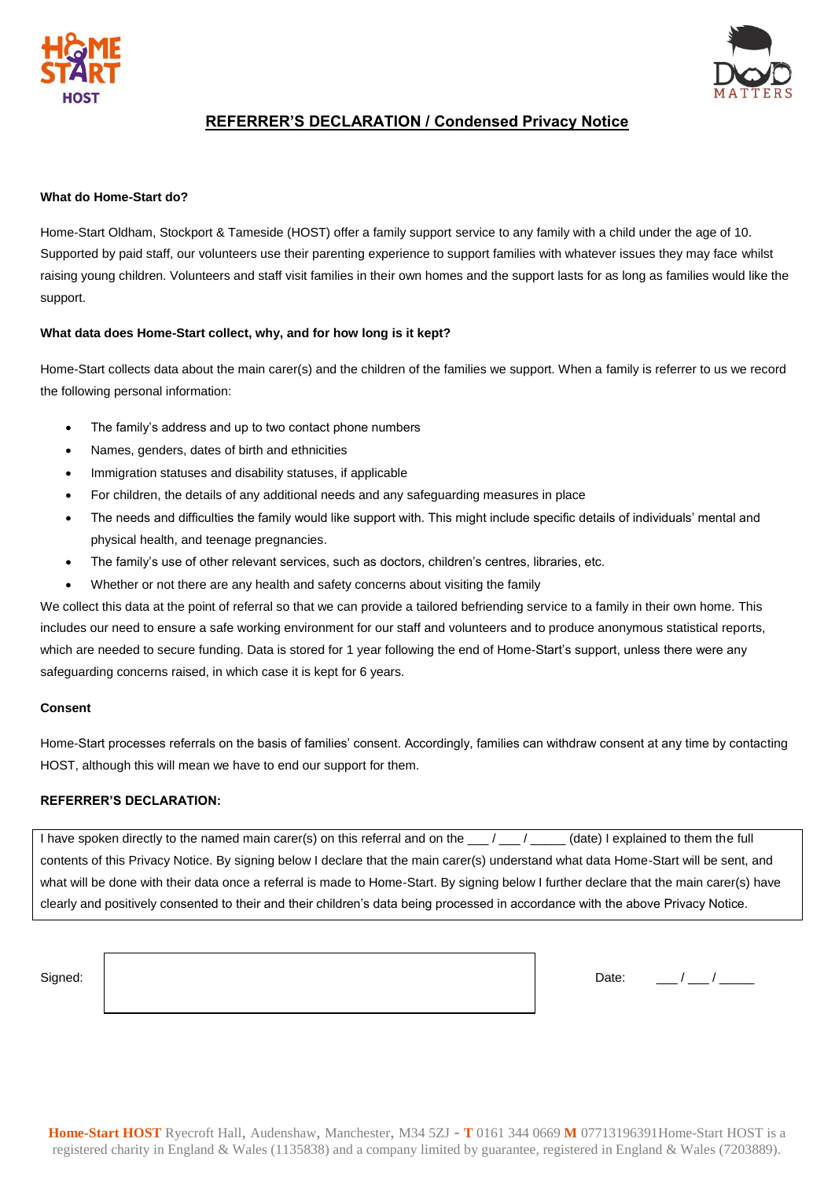HOME START HOST

DAD MATTERS

## REFERRER'S DECLARATION / Condensed Privacy Notice

**What do Home-Start do?**

Home-Start Oldham, Stockport & Tameside (HOST) offer a family support service to any family with a child under the age of 10. Supported by paid staff, our volunteers use their parenting experience to support families with whatever issues they may face whilst raising young children. Volunteers and staff visit families in their own homes and the support lasts for as long as families would like the support.

**What data does Home-Start collect, why, and for how long is it kept?**

Home-Start collects data about the main carer(s) and the children of the families we support. When a family is referrer to us we record the following personal information:

- The family's address and up to two contact phone numbers
- Names, genders, dates of birth and ethnicities
- Immigration statuses and disability statuses, if applicable
- For children, the details of any additional needs and any safeguarding measures in place
- The needs and difficulties the family would like support with. This might include specific details of individuals' mental and physical health, and teenage pregnancies.
- The family's use of other relevant services, such as doctors, children's centres, libraries, etc.
- Whether or not there are any health and safety concerns about visiting the family

We collect this data at the point of referral so that we can provide a tailored befriending service to a family in their own home. This includes our need to ensure a safe working environment for our staff and volunteers and to produce anonymous statistical reports, which are needed to secure funding. Data is stored for 1 year following the end of Home-Start's support, unless there were any safeguarding concerns raised, in which case it is kept for 6 years.

**Consent**

Home-Start processes referrals on the basis of families' consent. Accordingly, families can withdraw consent at any time by contacting HOST, although this will mean we have to end our support for them.

**REFERRER'S DECLARATION:**

I have spoken directly to the named main carer(s) on this referral and on the ___ / ___ / _____ (date) I explained to them the full contents of this Privacy Notice. By signing below I declare that the main carer(s) understand what data Home-Start will be sent, and what will be done with their data once a referral is made to Home-Start. By signing below I further declare that the main carer(s) have clearly and positively consented to their and their children's data being processed in accordance with the above Privacy Notice.

Signed: ______________________________ Date: ___ / ___ / _____

**Home-Start HOST** Ryecroft Hall, Audenshaw, Manchester, M34 5ZJ - **T** 0161 344 0669 **M** 07713196391Home-Start HOST is a registered charity in England & Wales (1135838) and a company limited by guarantee, registered in England & Wales (7203889).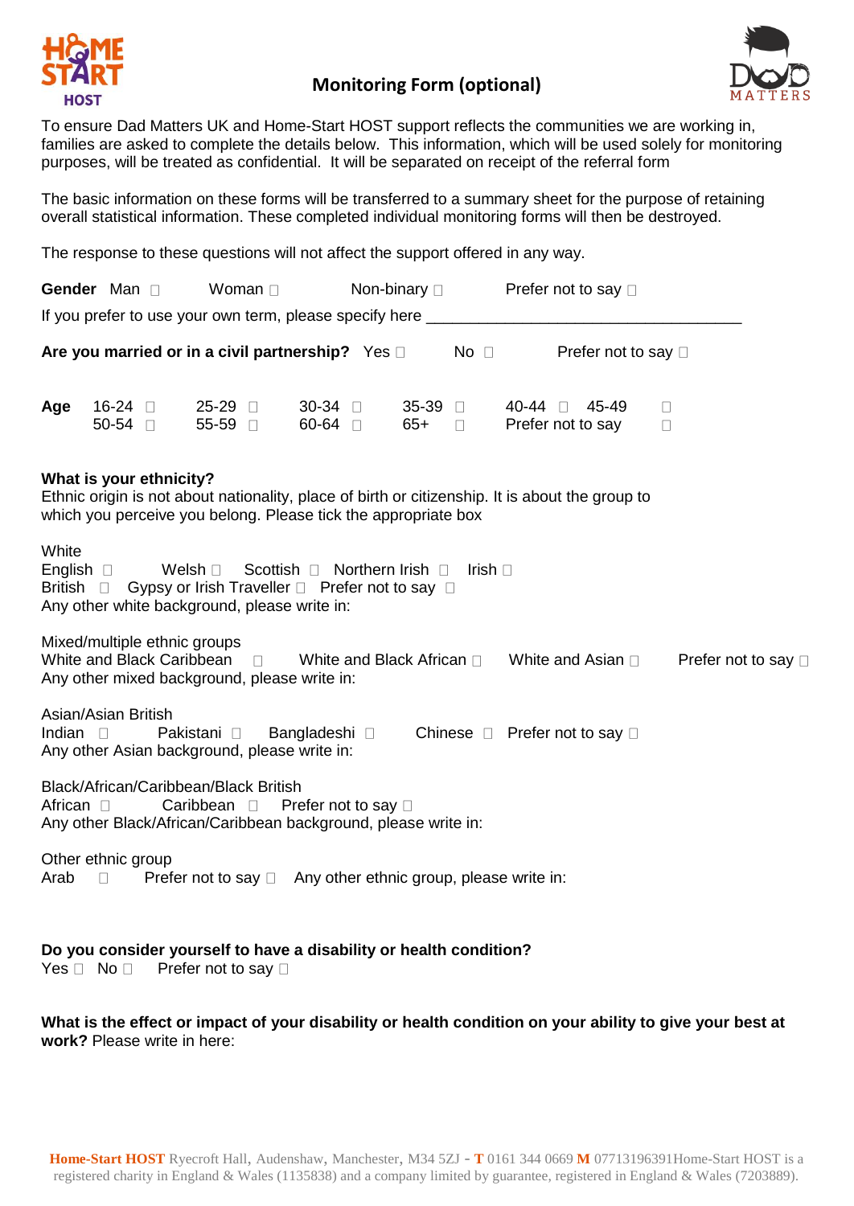# Monitoring Form (optional)

To ensure Dad Matters UK and Home-Start HOST support reflects the communities we are working in, families are asked to complete the details below. This information, which will be used solely for monitoring purposes, will be treated as confidential. It will be separated on receipt of the referral form

The basic information on these forms will be transferred to a summary sheet for the purpose of retaining overall statistical information. These completed individual monitoring forms will then be destroyed.

The response to these questions will not affect the support offered in any way.

**Gender** Man ☐ Woman ☐ Non-binary ☐ Prefer not to say ☐

If you prefer to use your own term, please specify here ____________________________________

**Are you married or in a civil partnership?** Yes ☐ No ☐ Prefer not to say ☐

**Age** 16-24 ☐ 25-29 ☐ 30-34 ☐ 35-39 ☐ 40-44 ☐ 45-49 ☐ 50-54 ☐ 55-59 ☐ 60-64 ☐ 65+ ☐ Prefer not to say ☐

**What is your ethnicity?**

Ethnic origin is not about nationality, place of birth or citizenship. It is about the group to which you perceive you belong. Please tick the appropriate box

White

English ☐ Welsh ☐ Scottish ☐ Northern Irish ☐ Irish ☐

British ☐ Gypsy or Irish Traveller ☐ Prefer not to say ☐

Any other white background, please write in:

Mixed/multiple ethnic groups

White and Black Caribbean ☐ White and Black African ☐ White and Asian ☐ Prefer not to say ☐

Any other mixed background, please write in:

Asian/Asian British

Indian ☐ Pakistani ☐ Bangladeshi ☐ Chinese ☐ Prefer not to say ☐

Any other Asian background, please write in:

Black/African/Caribbean/Black British

African ☐ Caribbean ☐ Prefer not to say ☐

Any other Black/African/Caribbean background, please write in:

Other ethnic group

Arab ☐ Prefer not to say ☐ Any other ethnic group, please write in:

**Do you consider yourself to have a disability or health condition?**

Yes ☐ No ☐ Prefer not to say ☐

**What is the effect or impact of your disability or health condition on your ability to give your best at work?** Please write in here:

**Home-Start HOST** Ryecroft Hall, Audenshaw, Manchester, M34 5ZJ - **T** 0161 344 0669 **M** 07713196391Home-Start HOST is a registered charity in England & Wales (1135838) and a company limited by guarantee, registered in England & Wales (7203889).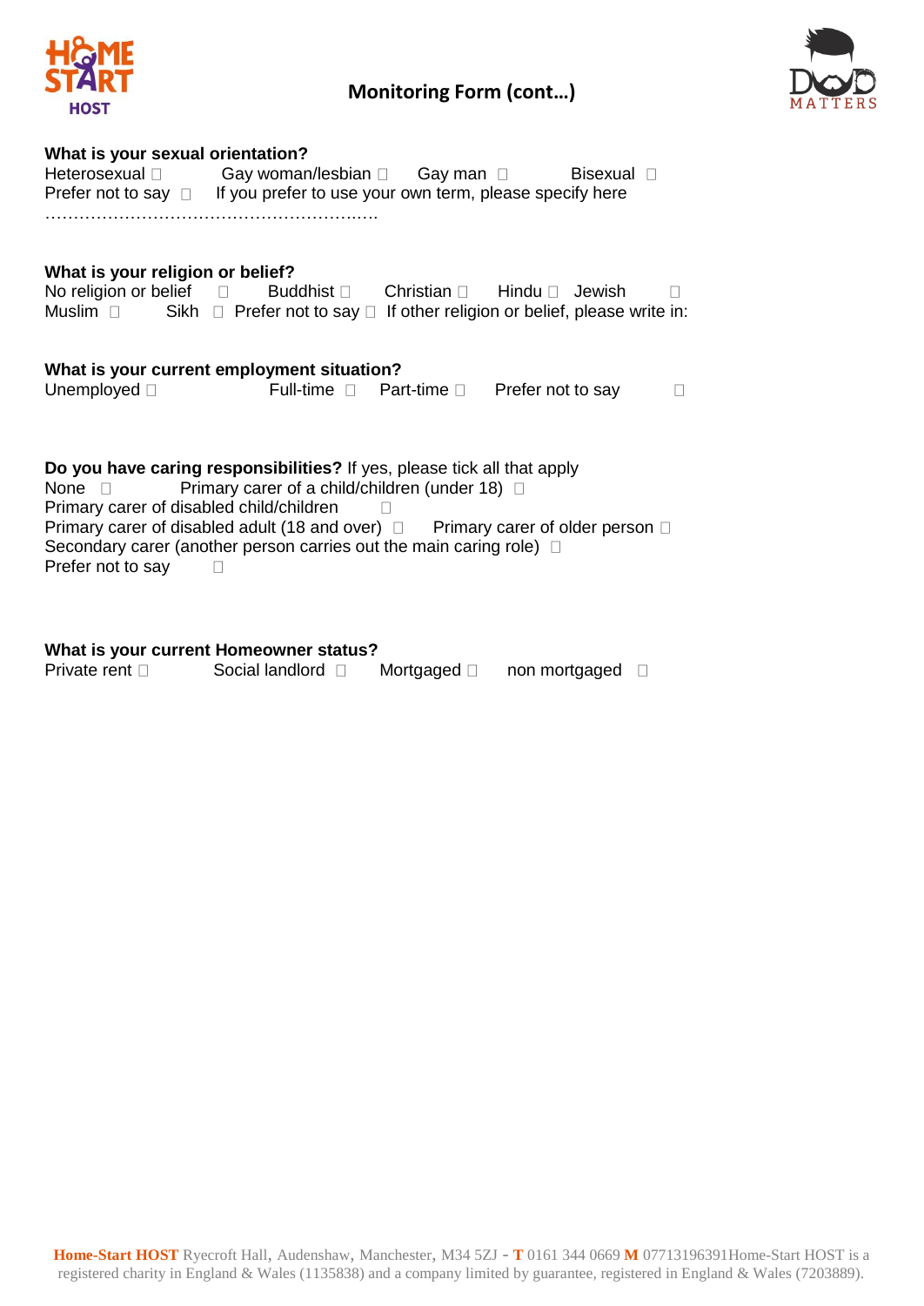## Monitoring Form (cont…)

**What is your sexual orientation?**

Heterosexual ☐ Gay woman/lesbian ☐ Gay man ☐ Bisexual ☐
Prefer not to say ☐ If you prefer to use your own term, please specify here
……………………………………………….….

**What is your religion or belief?**

No religion or belief ☐ Buddhist ☐ Christian ☐ Hindu ☐ Jewish ☐
Muslim ☐ Sikh ☐ Prefer not to say ☐ If other religion or belief, please write in:

**What is your current employment situation?**

Unemployed ☐ Full-time ☐ Part-time ☐ Prefer not to say ☐

**Do you have caring responsibilities?** If yes, please tick all that apply

None ☐ Primary carer of a child/children (under 18) ☐
Primary carer of disabled child/children ☐
Primary carer of disabled adult (18 and over) ☐ Primary carer of older person ☐
Secondary carer (another person carries out the main caring role) ☐
Prefer not to say ☐

**What is your current Homeowner status?**

Private rent ☐ Social landlord ☐ Mortgaged ☐ non mortgaged ☐

**Home-Start HOST** Ryecroft Hall, Audenshaw, Manchester, M34 5ZJ - **T** 0161 344 0669 **M** 07713196391Home-Start HOST is a registered charity in England & Wales (1135838) and a company limited by guarantee, registered in England & Wales (7203889).